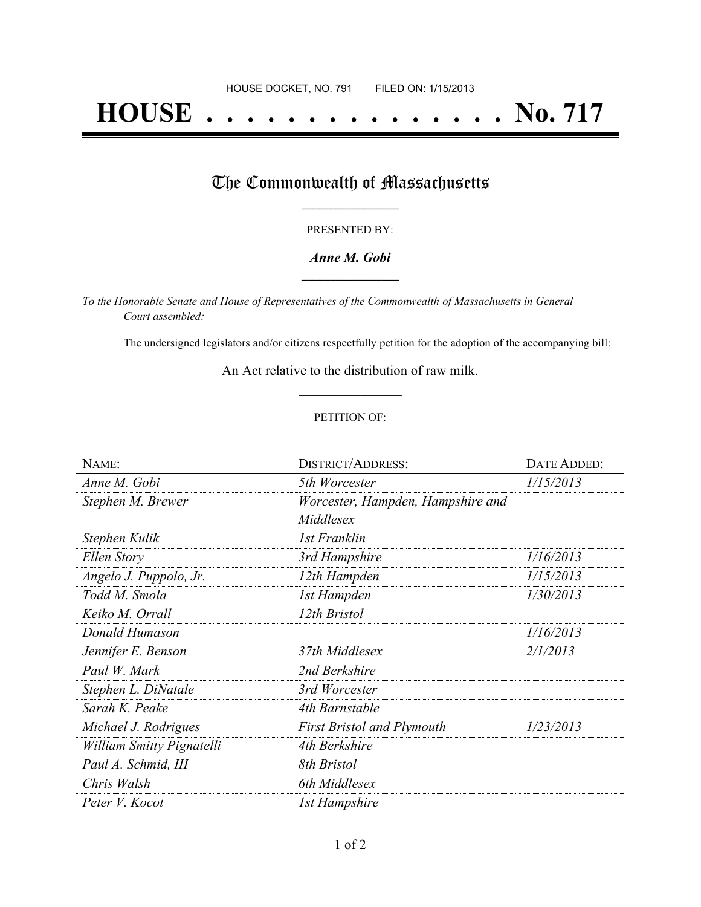HOUSE DOCKET, NO. 791 FILED ON: 1/15/2013

# HOUSE . . . . . . . . . . . . . . . No. 717

## The Commonwealth of Massachusetts

PRESENTED BY:

***Anne M. Gobi***

*To the Honorable Senate and House of Representatives of the Commonwealth of Massachusetts in General Court assembled:*

The undersigned legislators and/or citizens respectfully petition for the adoption of the accompanying bill:

An Act relative to the distribution of raw milk.

PETITION OF:

| NAME: | DISTRICT/ADDRESS: | DATE ADDED: |
|---|---|---|
| *Anne M. Gobi* | *5th Worcester* | *1/15/2013* |
| *Stephen M. Brewer* | *Worcester, Hampden, Hampshire and Middlesex* | |
| *Stephen Kulik* | *1st Franklin* | |
| *Ellen Story* | *3rd Hampshire* | *1/16/2013* |
| *Angelo J. Puppolo, Jr.* | *12th Hampden* | *1/15/2013* |
| *Todd M. Smola* | *1st Hampden* | *1/30/2013* |
| *Keiko M. Orrall* | *12th Bristol* | |
| *Donald Humason* | | *1/16/2013* |
| *Jennifer E. Benson* | *37th Middlesex* | *2/1/2013* |
| *Paul W. Mark* | *2nd Berkshire* | |
| *Stephen L. DiNatale* | *3rd Worcester* | |
| *Sarah K. Peake* | *4th Barnstable* | |
| *Michael J. Rodrigues* | *First Bristol and Plymouth* | *1/23/2013* |
| *William Smitty Pignatelli* | *4th Berkshire* | |
| *Paul A. Schmid, III* | *8th Bristol* | |
| *Chris Walsh* | *6th Middlesex* | |
| *Peter V. Kocot* | *1st Hampshire* | |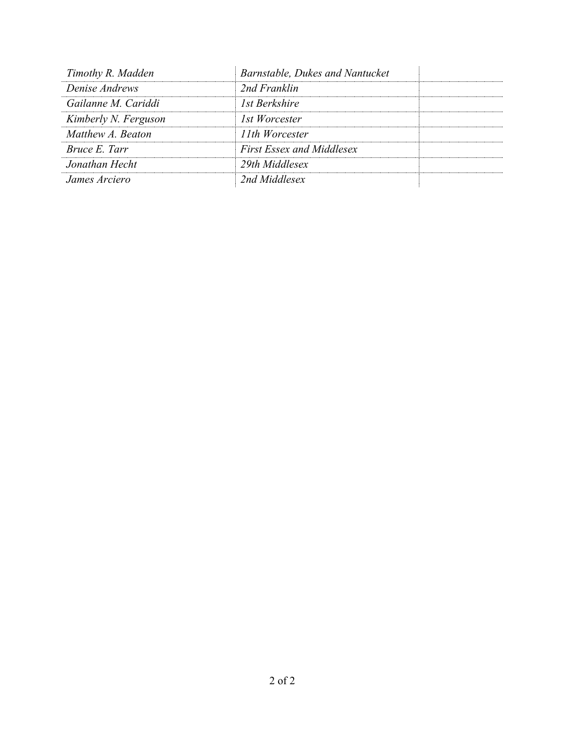| | | |
|---|---|---|
| *Timothy R. Madden* | *Barnstable, Dukes and Nantucket* | |
| *Denise Andrews* | *2nd Franklin* | |
| *Gailanne M. Cariddi* | *1st Berkshire* | |
| *Kimberly N. Ferguson* | *1st Worcester* | |
| *Matthew A. Beaton* | *11th Worcester* | |
| *Bruce E. Tarr* | *First Essex and Middlesex* | |
| *Jonathan Hecht* | *29th Middlesex* | |
| *James Arciero* | *2nd Middlesex* | |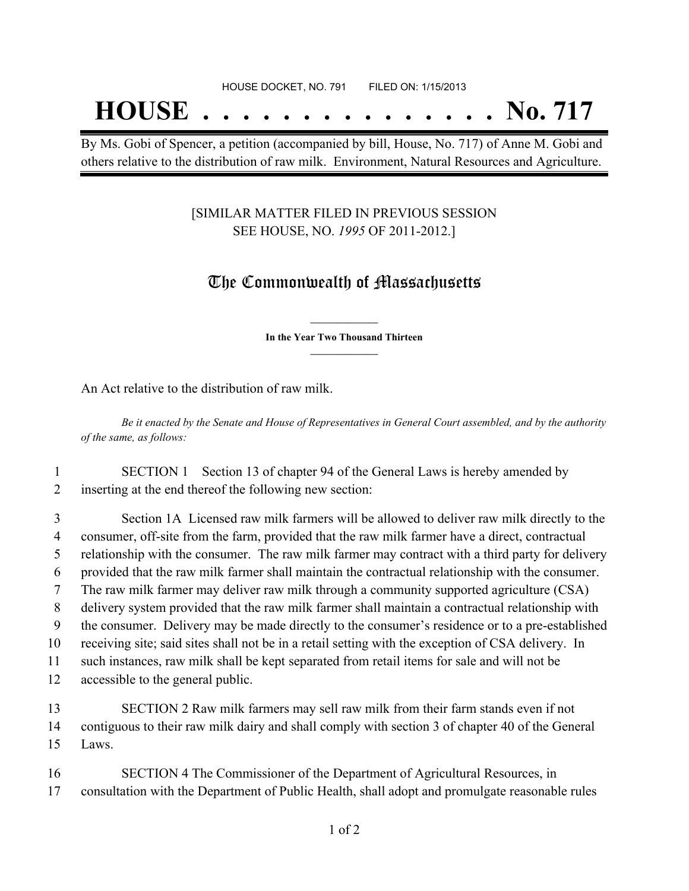HOUSE DOCKET, NO. 791        FILED ON: 1/15/2013

# HOUSE . . . . . . . . . . . . . . . . No. 717

By Ms. Gobi of Spencer, a petition (accompanied by bill, House, No. 717) of Anne M. Gobi and others relative to the distribution of raw milk. Environment, Natural Resources and Agriculture.

[SIMILAR MATTER FILED IN PREVIOUS SESSION SEE HOUSE, NO. *1995* OF 2011-2012.]

## The Commonwealth of Massachusetts

**In the Year Two Thousand Thirteen**

An Act relative to the distribution of raw milk.

*Be it enacted by the Senate and House of Representatives in General Court assembled, and by the authority of the same, as follows:*

1 SECTION 1 Section 13 of chapter 94 of the General Laws is hereby amended by
2 inserting at the end thereof the following new section:

3 Section 1A Licensed raw milk farmers will be allowed to deliver raw milk directly to the
4 consumer, off-site from the farm, provided that the raw milk farmer have a direct, contractual
5 relationship with the consumer. The raw milk farmer may contract with a third party for delivery
6 provided that the raw milk farmer shall maintain the contractual relationship with the consumer.
7 The raw milk farmer may deliver raw milk through a community supported agriculture (CSA)
8 delivery system provided that the raw milk farmer shall maintain a contractual relationship with
9 the consumer. Delivery may be made directly to the consumer's residence or to a pre-established
10 receiving site; said sites shall not be in a retail setting with the exception of CSA delivery. In
11 such instances, raw milk shall be kept separated from retail items for sale and will not be
12 accessible to the general public.

13 SECTION 2 Raw milk farmers may sell raw milk from their farm stands even if not
14 contiguous to their raw milk dairy and shall comply with section 3 of chapter 40 of the General
15 Laws.

16 SECTION 4 The Commissioner of the Department of Agricultural Resources, in
17 consultation with the Department of Public Health, shall adopt and promulgate reasonable rules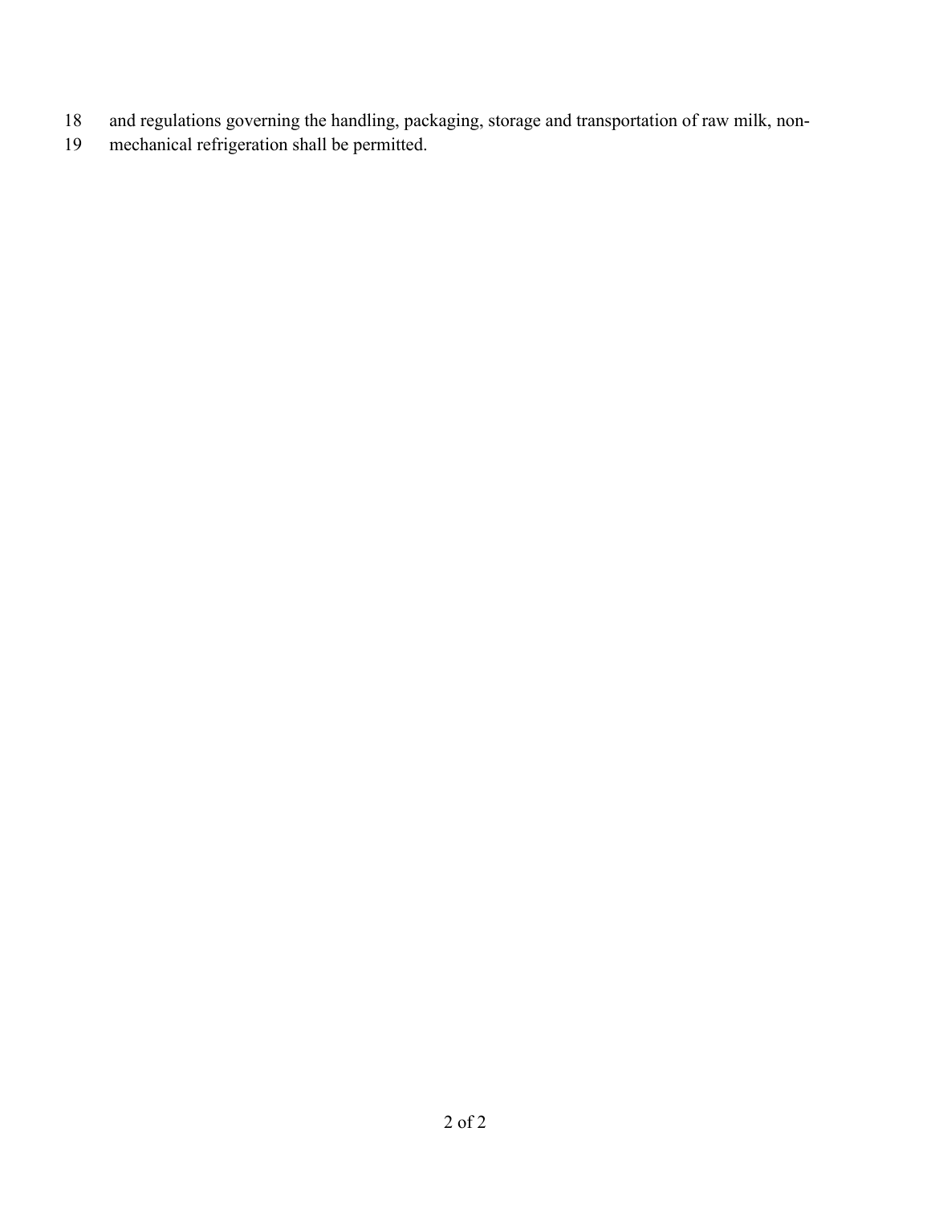18 and regulations governing the handling, packaging, storage and transportation of raw milk, non-

19 mechanical refrigeration shall be permitted.